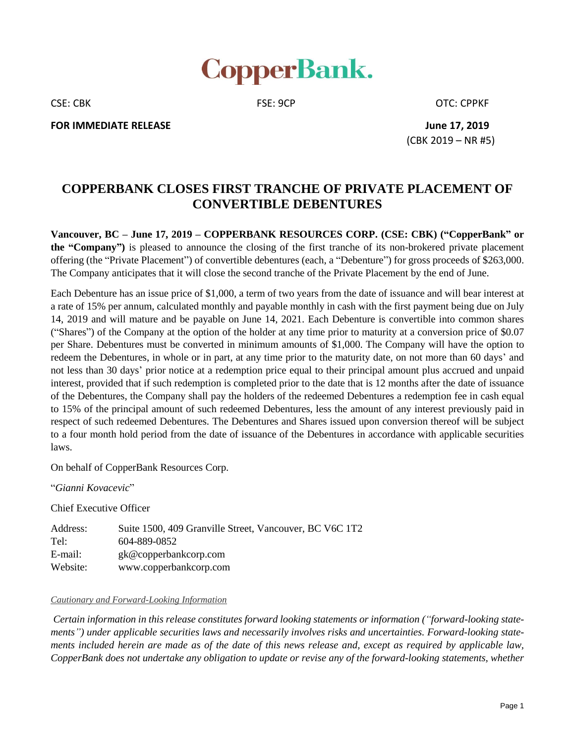# CopperBank.

CSE: CBK FSE: 9CP OTC: CPPKF

**FOR IMMEDIATE RELEASE** **June 17, 2019**
(CBK 2019 – NR #5)

## COPPERBANK CLOSES FIRST TRANCHE OF PRIVATE PLACEMENT OF CONVERTIBLE DEBENTURES

**Vancouver, BC – June 17, 2019 – COPPERBANK RESOURCES CORP. (CSE: CBK) ("CopperBank" or the "Company")** is pleased to announce the closing of the first tranche of its non-brokered private placement offering (the "Private Placement") of convertible debentures (each, a "Debenture") for gross proceeds of $263,000. The Company anticipates that it will close the second tranche of the Private Placement by the end of June.

Each Debenture has an issue price of $1,000, a term of two years from the date of issuance and will bear interest at a rate of 15% per annum, calculated monthly and payable monthly in cash with the first payment being due on July 14, 2019 and will mature and be payable on June 14, 2021. Each Debenture is convertible into common shares ("Shares") of the Company at the option of the holder at any time prior to maturity at a conversion price of $0.07 per Share. Debentures must be converted in minimum amounts of $1,000. The Company will have the option to redeem the Debentures, in whole or in part, at any time prior to the maturity date, on not more than 60 days' and not less than 30 days' prior notice at a redemption price equal to their principal amount plus accrued and unpaid interest, provided that if such redemption is completed prior to the date that is 12 months after the date of issuance of the Debentures, the Company shall pay the holders of the redeemed Debentures a redemption fee in cash equal to 15% of the principal amount of such redeemed Debentures, less the amount of any interest previously paid in respect of such redeemed Debentures. The Debentures and Shares issued upon conversion thereof will be subject to a four month hold period from the date of issuance of the Debentures in accordance with applicable securities laws.

On behalf of CopperBank Resources Corp.

"*Gianni Kovacevic*"

Chief Executive Officer

| | |
|---|---|
| Address: | Suite 1500, 409 Granville Street, Vancouver, BC V6C 1T2 |
| Tel: | 604-889-0852 |
| E-mail: | gk@copperbankcorp.com |
| Website: | www.copperbankcorp.com |

*Cautionary and Forward-Looking Information*

*Certain information in this release constitutes forward looking statements or information ("forward-looking statements") under applicable securities laws and necessarily involves risks and uncertainties. Forward-looking statements included herein are made as of the date of this news release and, except as required by applicable law, CopperBank does not undertake any obligation to update or revise any of the forward-looking statements, whether*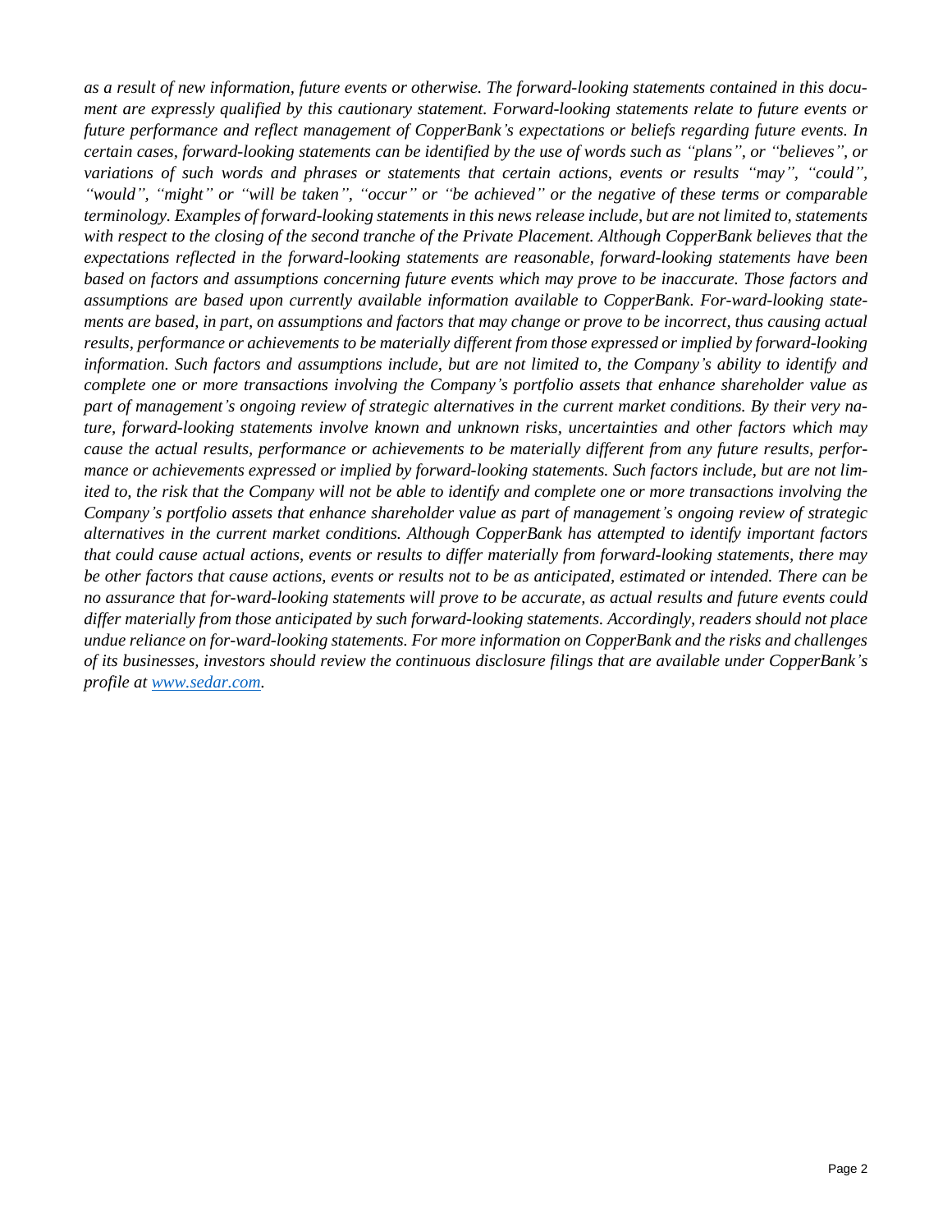*as a result of new information, future events or otherwise. The forward-looking statements contained in this document are expressly qualified by this cautionary statement. Forward-looking statements relate to future events or future performance and reflect management of CopperBank's expectations or beliefs regarding future events. In certain cases, forward-looking statements can be identified by the use of words such as "plans", or "believes", or variations of such words and phrases or statements that certain actions, events or results "may", "could", "would", "might" or "will be taken", "occur" or "be achieved" or the negative of these terms or comparable terminology. Examples of forward-looking statements in this news release include, but are not limited to, statements with respect to the closing of the second tranche of the Private Placement. Although CopperBank believes that the expectations reflected in the forward-looking statements are reasonable, forward-looking statements have been based on factors and assumptions concerning future events which may prove to be inaccurate. Those factors and assumptions are based upon currently available information available to CopperBank. For-ward-looking statements are based, in part, on assumptions and factors that may change or prove to be incorrect, thus causing actual results, performance or achievements to be materially different from those expressed or implied by forward-looking information. Such factors and assumptions include, but are not limited to, the Company's ability to identify and complete one or more transactions involving the Company's portfolio assets that enhance shareholder value as part of management's ongoing review of strategic alternatives in the current market conditions. By their very nature, forward-looking statements involve known and unknown risks, uncertainties and other factors which may cause the actual results, performance or achievements to be materially different from any future results, performance or achievements expressed or implied by forward-looking statements. Such factors include, but are not limited to, the risk that the Company will not be able to identify and complete one or more transactions involving the Company's portfolio assets that enhance shareholder value as part of management's ongoing review of strategic alternatives in the current market conditions. Although CopperBank has attempted to identify important factors that could cause actual actions, events or results to differ materially from forward-looking statements, there may be other factors that cause actions, events or results not to be as anticipated, estimated or intended. There can be no assurance that for-ward-looking statements will prove to be accurate, as actual results and future events could differ materially from those anticipated by such forward-looking statements. Accordingly, readers should not place undue reliance on for-ward-looking statements. For more information on CopperBank and the risks and challenges of its businesses, investors should review the continuous disclosure filings that are available under CopperBank's profile at [www.sedar.com](http://www.sedar.com).*